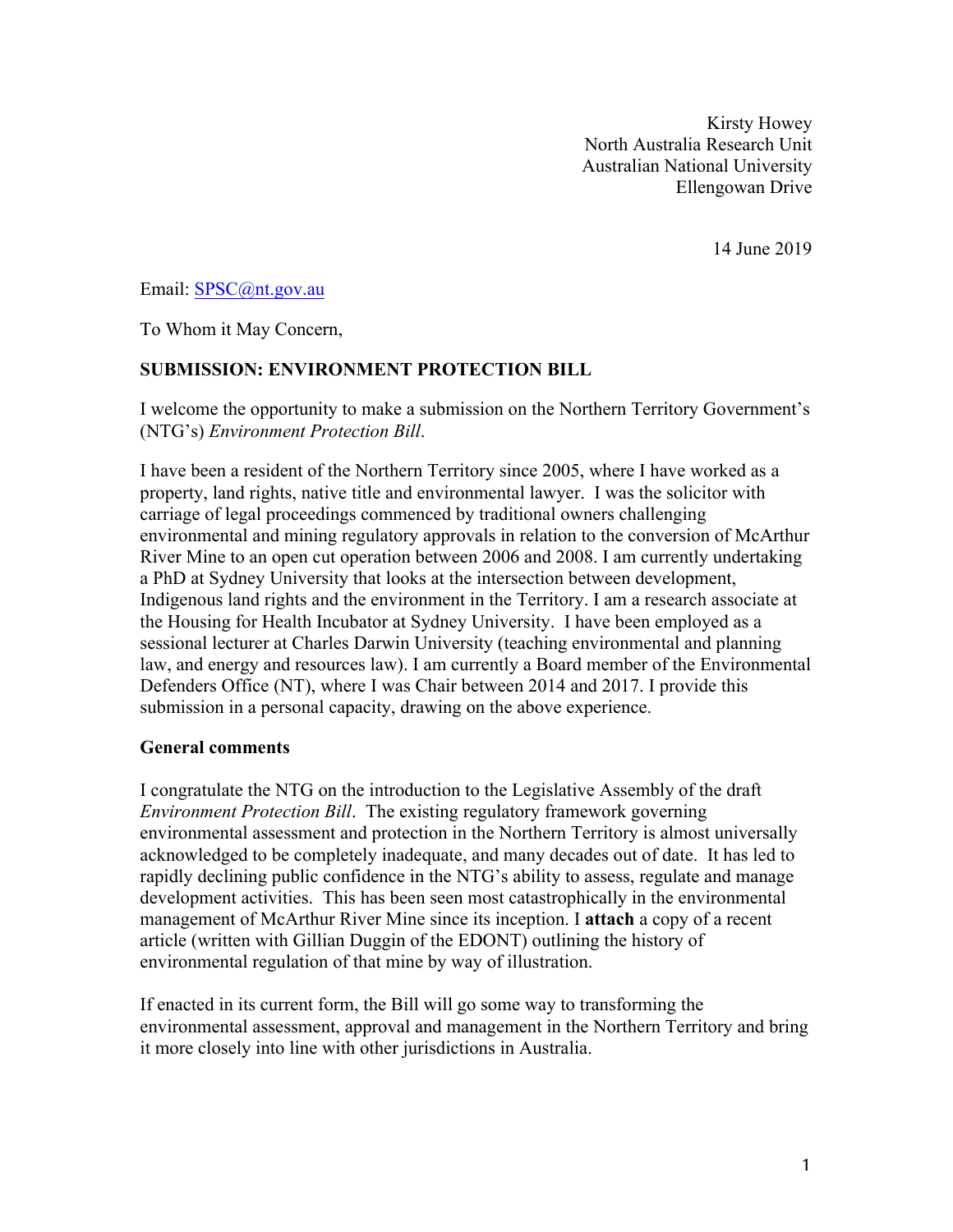Kirsty Howey
North Australia Research Unit
Australian National University
Ellengowan Drive

14 June 2019

Email: SPSC@nt.gov.au

To Whom it May Concern,

**SUBMISSION: ENVIRONMENT PROTECTION BILL**

I welcome the opportunity to make a submission on the Northern Territory Government's (NTG's) *Environment Protection Bill*.

I have been a resident of the Northern Territory since 2005, where I have worked as a property, land rights, native title and environmental lawyer. I was the solicitor with carriage of legal proceedings commenced by traditional owners challenging environmental and mining regulatory approvals in relation to the conversion of McArthur River Mine to an open cut operation between 2006 and 2008. I am currently undertaking a PhD at Sydney University that looks at the intersection between development, Indigenous land rights and the environment in the Territory. I am a research associate at the Housing for Health Incubator at Sydney University. I have been employed as a sessional lecturer at Charles Darwin University (teaching environmental and planning law, and energy and resources law). I am currently a Board member of the Environmental Defenders Office (NT), where I was Chair between 2014 and 2017. I provide this submission in a personal capacity, drawing on the above experience.

**General comments**

I congratulate the NTG on the introduction to the Legislative Assembly of the draft *Environment Protection Bill*. The existing regulatory framework governing environmental assessment and protection in the Northern Territory is almost universally acknowledged to be completely inadequate, and many decades out of date. It has led to rapidly declining public confidence in the NTG's ability to assess, regulate and manage development activities. This has been seen most catastrophically in the environmental management of McArthur River Mine since its inception. I **attach** a copy of a recent article (written with Gillian Duggin of the EDONT) outlining the history of environmental regulation of that mine by way of illustration.

If enacted in its current form, the Bill will go some way to transforming the environmental assessment, approval and management in the Northern Territory and bring it more closely into line with other jurisdictions in Australia.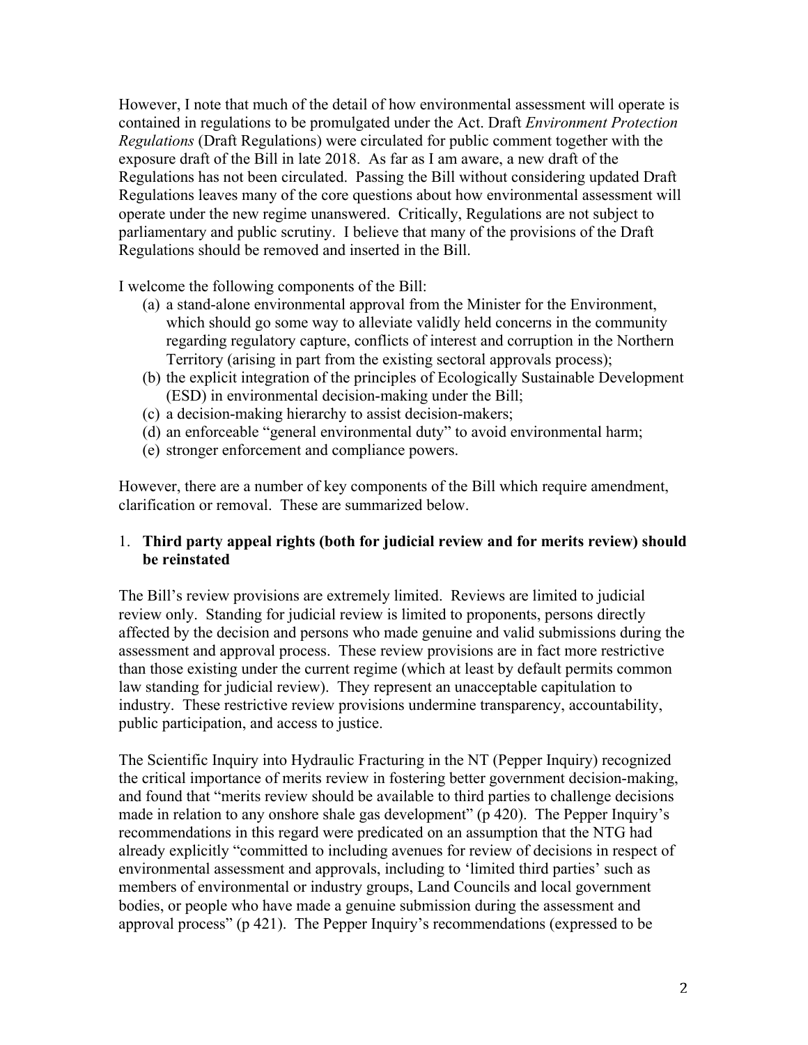However, I note that much of the detail of how environmental assessment will operate is contained in regulations to be promulgated under the Act. Draft *Environment Protection Regulations* (Draft Regulations) were circulated for public comment together with the exposure draft of the Bill in late 2018. As far as I am aware, a new draft of the Regulations has not been circulated. Passing the Bill without considering updated Draft Regulations leaves many of the core questions about how environmental assessment will operate under the new regime unanswered. Critically, Regulations are not subject to parliamentary and public scrutiny. I believe that many of the provisions of the Draft Regulations should be removed and inserted in the Bill.

I welcome the following components of the Bill:

(a) a stand-alone environmental approval from the Minister for the Environment, which should go some way to alleviate validly held concerns in the community regarding regulatory capture, conflicts of interest and corruption in the Northern Territory (arising in part from the existing sectoral approvals process);
(b) the explicit integration of the principles of Ecologically Sustainable Development (ESD) in environmental decision-making under the Bill;
(c) a decision-making hierarchy to assist decision-makers;
(d) an enforceable "general environmental duty" to avoid environmental harm;
(e) stronger enforcement and compliance powers.

However, there are a number of key components of the Bill which require amendment, clarification or removal. These are summarized below.

1. **Third party appeal rights (both for judicial review and for merits review) should be reinstated**

The Bill's review provisions are extremely limited. Reviews are limited to judicial review only. Standing for judicial review is limited to proponents, persons directly affected by the decision and persons who made genuine and valid submissions during the assessment and approval process. These review provisions are in fact more restrictive than those existing under the current regime (which at least by default permits common law standing for judicial review). They represent an unacceptable capitulation to industry. These restrictive review provisions undermine transparency, accountability, public participation, and access to justice.

The Scientific Inquiry into Hydraulic Fracturing in the NT (Pepper Inquiry) recognized the critical importance of merits review in fostering better government decision-making, and found that "merits review should be available to third parties to challenge decisions made in relation to any onshore shale gas development" (p 420). The Pepper Inquiry's recommendations in this regard were predicated on an assumption that the NTG had already explicitly "committed to including avenues for review of decisions in respect of environmental assessment and approvals, including to 'limited third parties' such as members of environmental or industry groups, Land Councils and local government bodies, or people who have made a genuine submission during the assessment and approval process" (p 421). The Pepper Inquiry's recommendations (expressed to be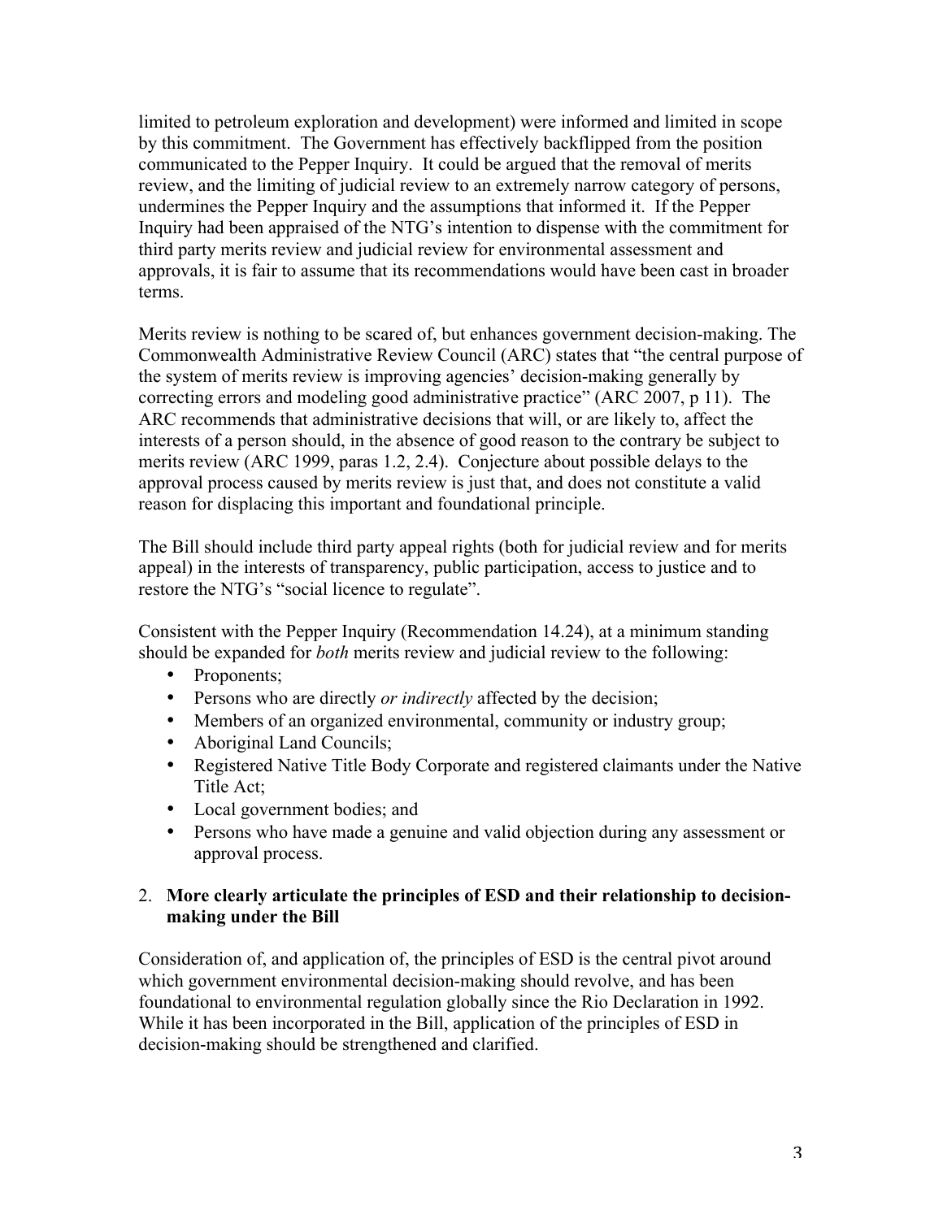limited to petroleum exploration and development) were informed and limited in scope by this commitment. The Government has effectively backflipped from the position communicated to the Pepper Inquiry. It could be argued that the removal of merits review, and the limiting of judicial review to an extremely narrow category of persons, undermines the Pepper Inquiry and the assumptions that informed it. If the Pepper Inquiry had been appraised of the NTG's intention to dispense with the commitment for third party merits review and judicial review for environmental assessment and approvals, it is fair to assume that its recommendations would have been cast in broader terms.

Merits review is nothing to be scared of, but enhances government decision-making. The Commonwealth Administrative Review Council (ARC) states that "the central purpose of the system of merits review is improving agencies' decision-making generally by correcting errors and modeling good administrative practice" (ARC 2007, p 11). The ARC recommends that administrative decisions that will, or are likely to, affect the interests of a person should, in the absence of good reason to the contrary be subject to merits review (ARC 1999, paras 1.2, 2.4). Conjecture about possible delays to the approval process caused by merits review is just that, and does not constitute a valid reason for displacing this important and foundational principle.

The Bill should include third party appeal rights (both for judicial review and for merits appeal) in the interests of transparency, public participation, access to justice and to restore the NTG's "social licence to regulate".

Consistent with the Pepper Inquiry (Recommendation 14.24), at a minimum standing should be expanded for *both* merits review and judicial review to the following:

- Proponents;
- Persons who are directly *or indirectly* affected by the decision;
- Members of an organized environmental, community or industry group;
- Aboriginal Land Councils;
- Registered Native Title Body Corporate and registered claimants under the Native Title Act;
- Local government bodies; and
- Persons who have made a genuine and valid objection during any assessment or approval process.

2. **More clearly articulate the principles of ESD and their relationship to decision-making under the Bill**

Consideration of, and application of, the principles of ESD is the central pivot around which government environmental decision-making should revolve, and has been foundational to environmental regulation globally since the Rio Declaration in 1992. While it has been incorporated in the Bill, application of the principles of ESD in decision-making should be strengthened and clarified.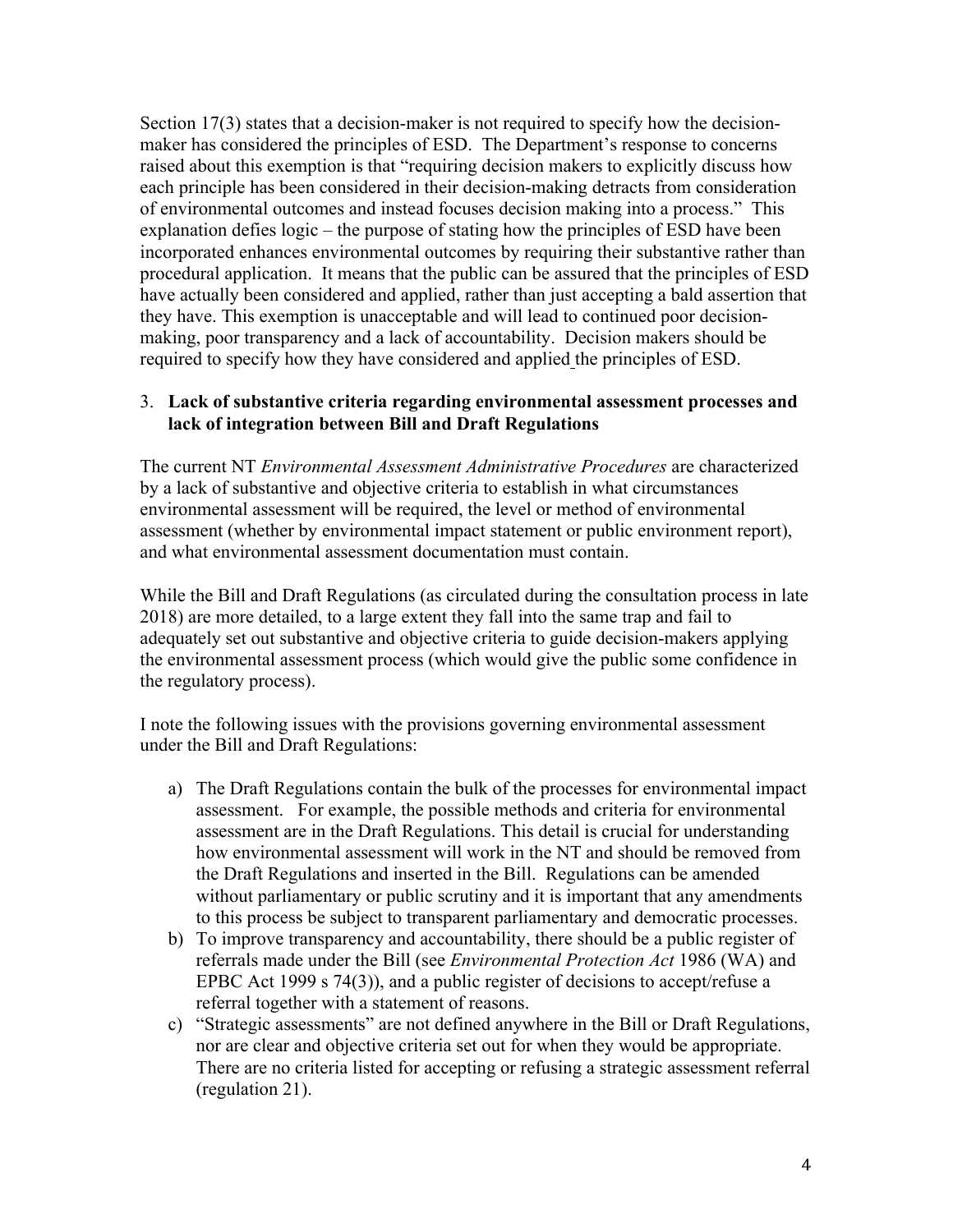Section 17(3) states that a decision-maker is not required to specify how the decision-maker has considered the principles of ESD. The Department's response to concerns raised about this exemption is that "requiring decision makers to explicitly discuss how each principle has been considered in their decision-making detracts from consideration of environmental outcomes and instead focuses decision making into a process." This explanation defies logic – the purpose of stating how the principles of ESD have been incorporated enhances environmental outcomes by requiring their substantive rather than procedural application. It means that the public can be assured that the principles of ESD have actually been considered and applied, rather than just accepting a bald assertion that they have. This exemption is unacceptable and will lead to continued poor decision-making, poor transparency and a lack of accountability. Decision makers should be required to specify how they have considered and applied the principles of ESD.

3. **Lack of substantive criteria regarding environmental assessment processes and lack of integration between Bill and Draft Regulations**

The current NT *Environmental Assessment Administrative Procedures* are characterized by a lack of substantive and objective criteria to establish in what circumstances environmental assessment will be required, the level or method of environmental assessment (whether by environmental impact statement or public environment report), and what environmental assessment documentation must contain.

While the Bill and Draft Regulations (as circulated during the consultation process in late 2018) are more detailed, to a large extent they fall into the same trap and fail to adequately set out substantive and objective criteria to guide decision-makers applying the environmental assessment process (which would give the public some confidence in the regulatory process).

I note the following issues with the provisions governing environmental assessment under the Bill and Draft Regulations:

a) The Draft Regulations contain the bulk of the processes for environmental impact assessment. For example, the possible methods and criteria for environmental assessment are in the Draft Regulations. This detail is crucial for understanding how environmental assessment will work in the NT and should be removed from the Draft Regulations and inserted in the Bill. Regulations can be amended without parliamentary or public scrutiny and it is important that any amendments to this process be subject to transparent parliamentary and democratic processes.
b) To improve transparency and accountability, there should be a public register of referrals made under the Bill (see *Environmental Protection Act* 1986 (WA) and EPBC Act 1999 s 74(3)), and a public register of decisions to accept/refuse a referral together with a statement of reasons.
c) "Strategic assessments" are not defined anywhere in the Bill or Draft Regulations, nor are clear and objective criteria set out for when they would be appropriate. There are no criteria listed for accepting or refusing a strategic assessment referral (regulation 21).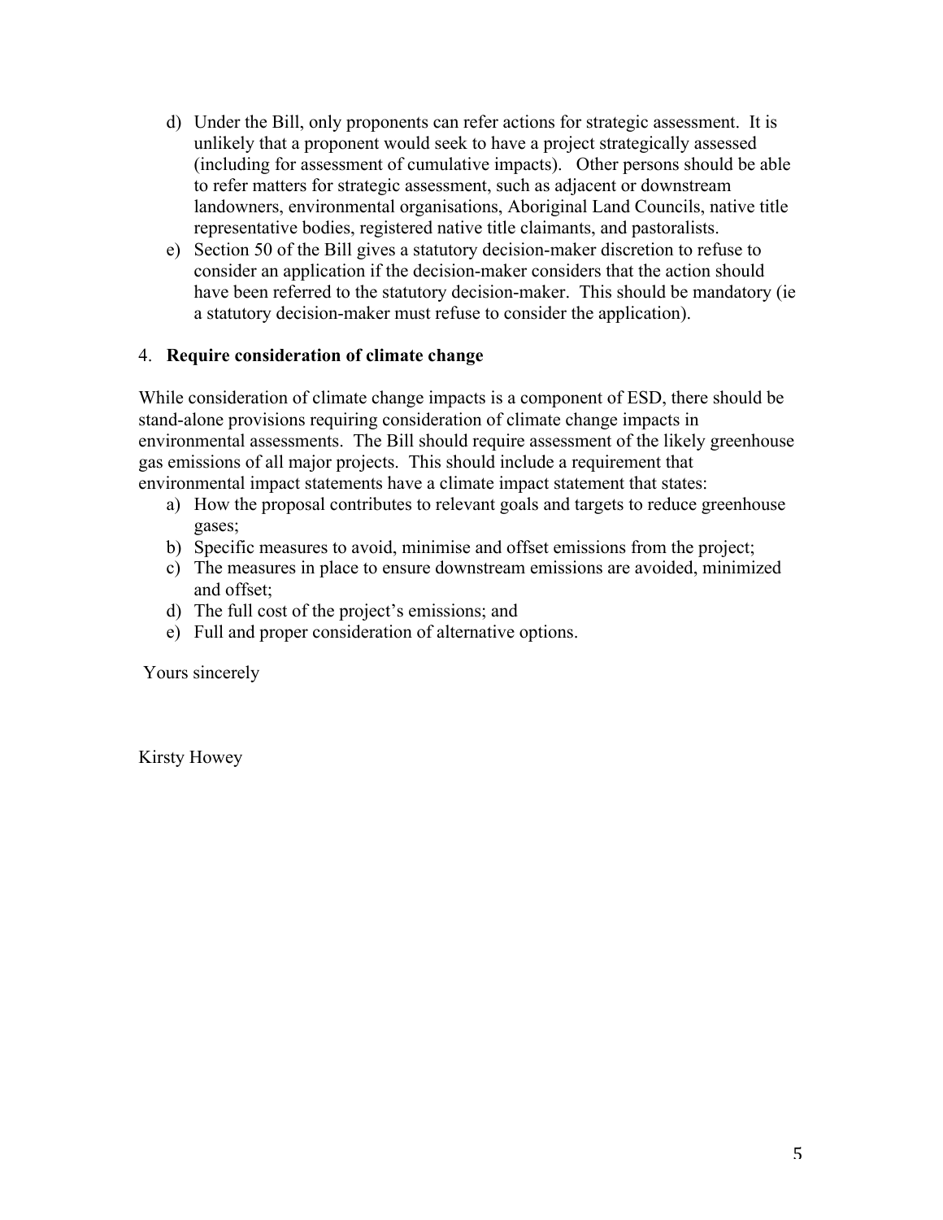d) Under the Bill, only proponents can refer actions for strategic assessment. It is unlikely that a proponent would seek to have a project strategically assessed (including for assessment of cumulative impacts). Other persons should be able to refer matters for strategic assessment, such as adjacent or downstream landowners, environmental organisations, Aboriginal Land Councils, native title representative bodies, registered native title claimants, and pastoralists.

e) Section 50 of the Bill gives a statutory decision-maker discretion to refuse to consider an application if the decision-maker considers that the action should have been referred to the statutory decision-maker. This should be mandatory (ie a statutory decision-maker must refuse to consider the application).

4. **Require consideration of climate change**

While consideration of climate change impacts is a component of ESD, there should be stand-alone provisions requiring consideration of climate change impacts in environmental assessments. The Bill should require assessment of the likely greenhouse gas emissions of all major projects. This should include a requirement that environmental impact statements have a climate impact statement that states:

a) How the proposal contributes to relevant goals and targets to reduce greenhouse gases;
b) Specific measures to avoid, minimise and offset emissions from the project;
c) The measures in place to ensure downstream emissions are avoided, minimized and offset;
d) The full cost of the project's emissions; and
e) Full and proper consideration of alternative options.

Yours sincerely

Kirsty Howey